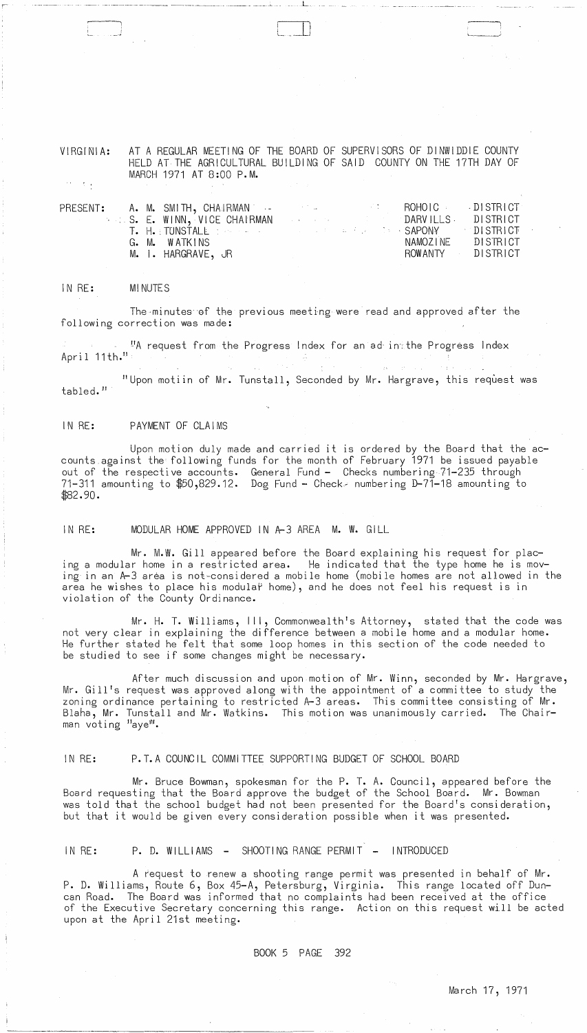VIRGINIA: AT A REGULAR MEETING OF THE BOARD OF SUPERVISORS OF DINWIDDIE COUNTY HELD AT THE AGRICULTURAL BUILDING OF SAID COUNTY ON THE 17TH DAY OF MARCH 1971 AT 8:00 P.M.

| PRESENT: | | | |
|---|---|---|---|
| | A. M. SMITH, CHAIRMAN | ROHOIC | DISTRICT |
| | S. E. WINN, VICE CHAIRMAN | DARVILLS | DISTRICT |
| | T. H. TUNSTALL | SAPONY | DISTRICT |
| | G. M. WATKINS | NAMOZINE | DISTRICT |
| | M. I. HARGRAVE, JR | ROWANTY | DISTRICT |

IN RE: MINUTES

The minutes of the previous meeting were read and approved after the following correction was made:

"A request from the Progress Index for an ad in the Progress Index April 11th."

"Upon motiin of Mr. Tunstall, Seconded by Mr. Hargrave, this request was tabled."

IN RE: PAYMENT OF CLAIMS

Upon motion duly made and carried it is ordered by the Board that the accounts against the following funds for the month of February 1971 be issued payable out of the respective accounts. General Fund - Checks numbering 71-235 through 71-311 amounting to $50,829.12. Dog Fund - Check numbering D-71-18 amounting to $82.90.

IN RE: MODULAR HOME APPROVED IN A-3 AREA M. W. GILL

Mr. M.W. Gill appeared before the Board explaining his request for placing a modular home in a restricted area. He indicated that the type home he is moving in an A-3 area is not considered a mobile home (mobile homes are not allowed in the area he wishes to place his modular home), and he does not feel his request is in violation of the County Ordinance.

Mr. H. T. Williams, III, Commonwealth's Attorney, stated that the code was not very clear in explaining the difference between a mobile home and a modular home. He further stated he felt that some loop homes in this section of the code needed to be studied to see if some changes might be necessary.

After much discussion and upon motion of Mr. Winn, seconded by Mr. Hargrave, Mr. Gill's request was approved along with the appointment of a committee to study the zoning ordinance pertaining to restricted A-3 areas. This committee consisting of Mr. Blaha, Mr. Tunstall and Mr. Watkins. This motion was unanimously carried. The Chairman voting "aye".

IN RE: P.T.A COUNCIL COMMITTEE SUPPORTING BUDGET OF SCHOOL BOARD

Mr. Bruce Bowman, spokesman for the P. T. A. Council, appeared before the Board requesting that the Board approve the budget of the School Board. Mr. Bowman was told that the school budget had not been presented for the Board's consideration, but that it would be given every consideration possible when it was presented.

IN RE: P. D. WILLIAMS - SHOOTING RANGE PERMIT - INTRODUCED

A request to renew a shooting range permit was presented in behalf of Mr. P. D. Williams, Route 6, Box 45-A, Petersburg, Virginia. This range located off Duncan Road. The Board was informed that no complaints had been received at the office of the Executive Secretary concerning this range. Action on this request will be acted upon at the April 21st meeting.

BOOK 5 PAGE 392

March 17, 1971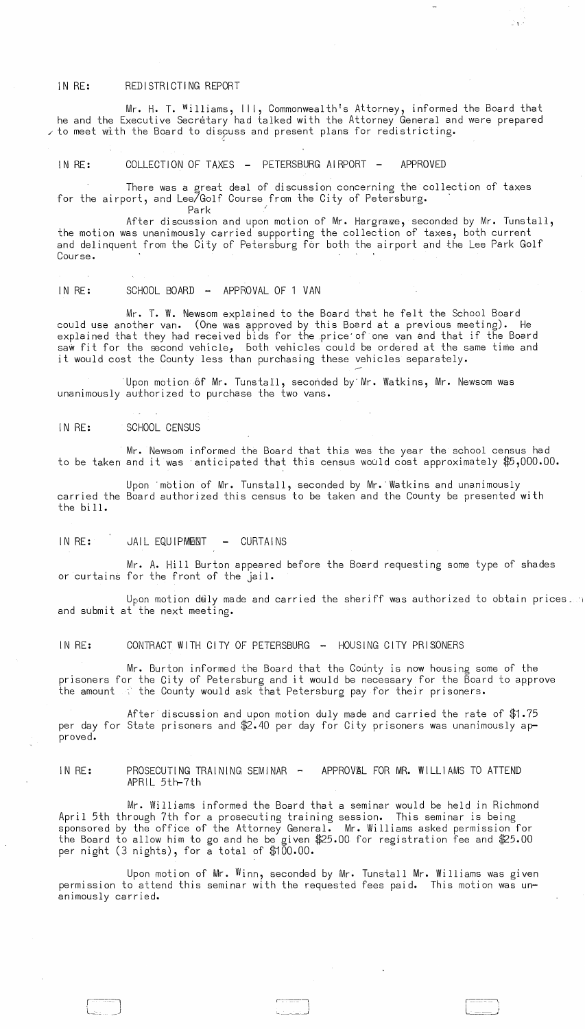IN RE: REDISTRICTING REPORT

Mr. H. T. Williams, III, Commonwealth's Attorney, informed the Board that he and the Executive Secretary had talked with the Attorney General and were prepared to meet with the Board to discuss and present plans for redistricting.

IN RE: COLLECTION OF TAXES - PETERSBURG AIRPORT - APPROVED

There was a great deal of discussion concerning the collection of taxes for the airport, and Lee Park Golf Course from the City of Petersburg.

After discussion and upon motion of Mr. Hargrave, seconded by Mr. Tunstall, the motion was unanimously carried supporting the collection of taxes, both current and delinquent from the City of Petersburg for both the airport and the Lee Park Golf Course.

IN RE: SCHOOL BOARD - APPROVAL OF 1 VAN

Mr. T. W. Newsom explained to the Board that he felt the School Board could use another van. (One was approved by this Board at a previous meeting). He explained that they had received bids for the price of one van and that if the Board saw fit for the second vehicle, both vehicles could be ordered at the same time and it would cost the County less than purchasing these vehicles separately.

Upon motion of Mr. Tunstall, seconded by Mr. Watkins, Mr. Newsom was unanimously authorized to purchase the two vans.

IN RE: SCHOOL CENSUS

Mr. Newsom informed the Board that this was the year the school census had to be taken and it was anticipated that this census would cost approximately $5,000.00.

Upon motion of Mr. Tunstall, seconded by Mr. Watkins and unanimously carried the Board authorized this census to be taken and the County be presented with the bill.

IN RE: JAIL EQUIPMENT - CURTAINS

Mr. A. Hill Burton appeared before the Board requesting some type of shades or curtains for the front of the jail.

Upon motion duly made and carried the sheriff was authorized to obtain prices and submit at the next meeting.

IN RE: CONTRACT WITH CITY OF PETERSBURG - HOUSING CITY PRISONERS

Mr. Burton informed the Board that the County is now housing some of the prisoners for the City of Petersburg and it would be necessary for the Board to approve the amount the County would ask that Petersburg pay for their prisoners.

After discussion and upon motion duly made and carried the rate of $1.75 per day for State prisoners and $2.40 per day for City prisoners was unanimously approved.

IN RE: PROSECUTING TRAINING SEMINAR - APPROVAL FOR MR. WILLIAMS TO ATTEND APRIL 5th-7th

Mr. Williams informed the Board that a seminar would be held in Richmond April 5th through 7th for a prosecuting training session. This seminar is being sponsored by the office of the Attorney General. Mr. Williams asked permission for the Board to allow him to go and he be given $25.00 for registration fee and $25.00 per night (3 nights), for a total of $100.00.

Upon motion of Mr. Winn, seconded by Mr. Tunstall Mr. Williams was given permission to attend this seminar with the requested fees paid. This motion was unanimously carried.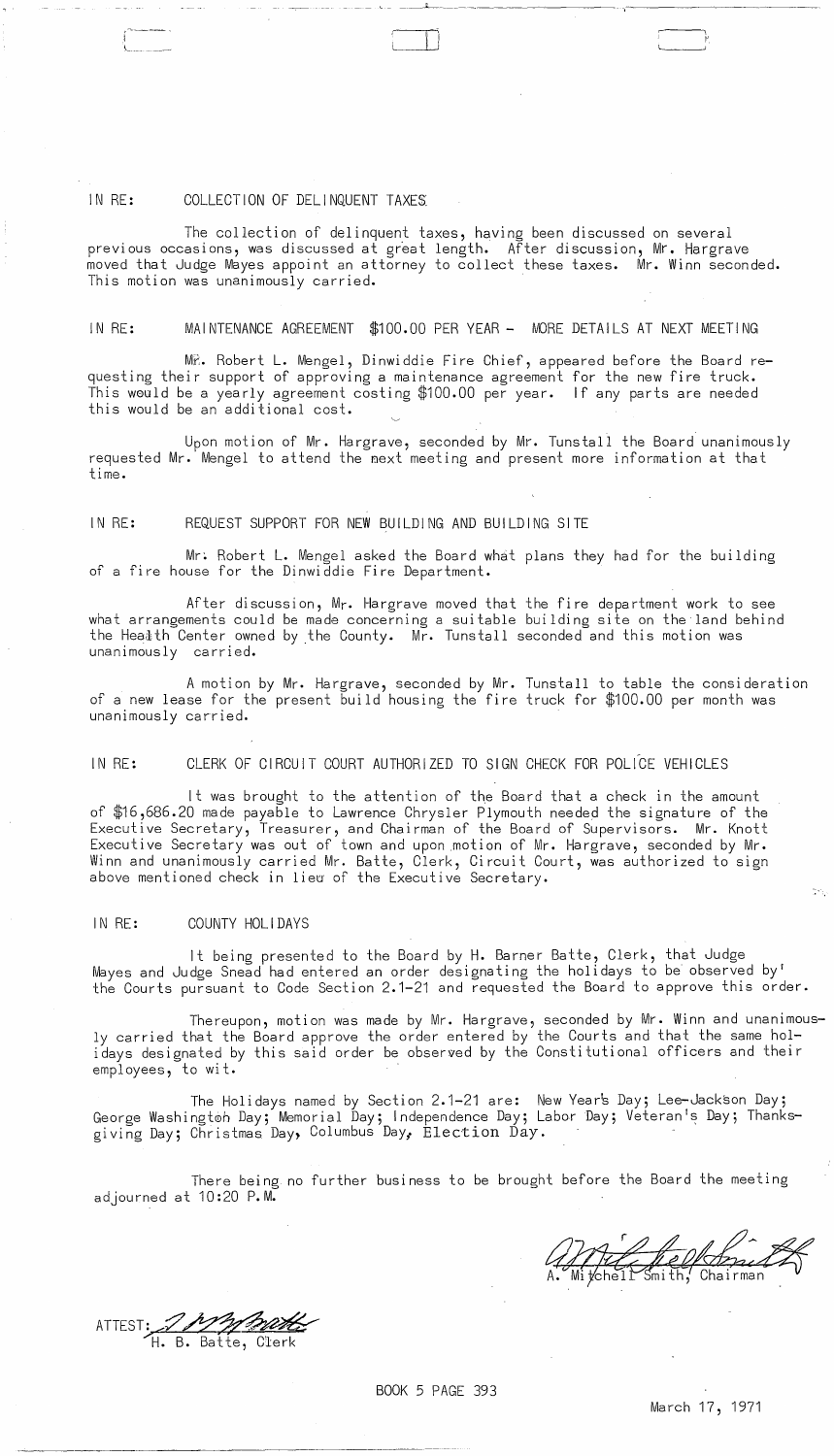IN RE: COLLECTION OF DELINQUENT TAXES

The collection of delinquent taxes, having been discussed on several previous occasions, was discussed at great length. After discussion, Mr. Hargrave moved that Judge Mayes appoint an attorney to collect these taxes. Mr. Winn seconded. This motion was unanimously carried.

IN RE: MAINTENANCE AGREEMENT $100.00 PER YEAR - MORE DETAILS AT NEXT MEETING

Mr. Robert L. Mengel, Dinwiddie Fire Chief, appeared before the Board requesting their support of approving a maintenance agreement for the new fire truck. This would be a yearly agreement costing $100.00 per year. If any parts are needed this would be an additional cost.

Upon motion of Mr. Hargrave, seconded by Mr. Tunstall the Board unanimously requested Mr. Mengel to attend the next meeting and present more information at that time.

IN RE: REQUEST SUPPORT FOR NEW BUILDING AND BUILDING SITE

Mr. Robert L. Mengel asked the Board what plans they had for the building of a fire house for the Dinwiddie Fire Department.

After discussion, Mr. Hargrave moved that the fire department work to see what arrangements could be made concerning a suitable building site on the land behind the Health Center owned by the County. Mr. Tunstall seconded and this motion was unanimously carried.

A motion by Mr. Hargrave, seconded by Mr. Tunstall to table the consideration of a new lease for the present build housing the fire truck for $100.00 per month was unanimously carried.

IN RE: CLERK OF CIRCUIT COURT AUTHORIZED TO SIGN CHECK FOR POLICE VEHICLES

It was brought to the attention of the Board that a check in the amount of $16,686.20 made payable to Lawrence Chrysler Plymouth needed the signature of the Executive Secretary, Treasurer, and Chairman of the Board of Supervisors. Mr. Knott Executive Secretary was out of town and upon motion of Mr. Hargrave, seconded by Mr. Winn and unanimously carried Mr. Batte, Clerk, Circuit Court, was authorized to sign above mentioned check in lieu of the Executive Secretary.

IN RE: COUNTY HOLIDAYS

It being presented to the Board by H. Barner Batte, Clerk, that Judge Mayes and Judge Snead had entered an order designating the holidays to be observed by the Courts pursuant to Code Section 2.1-21 and requested the Board to approve this order.

Thereupon, motion was made by Mr. Hargrave, seconded by Mr. Winn and unanimously carried that the Board approve the order entered by the Courts and that the same holidays designated by this said order be observed by the Constitutional officers and their employees, to wit.

The Holidays named by Section 2.1-21 are: New Year's Day; Lee-Jackson Day; George Washington Day; Memorial Day; Independence Day; Labor Day; Veteran's Day; Thanksgiving Day; Christmas Day, Columbus Day, Election Day.

There being no further business to be brought before the Board the meeting adjourned at 10:20 P.M.

A. Mitchell Smith, Chairman

ATTEST: H. B. Batte, Clerk

BOOK 5 PAGE 393

March 17, 1971